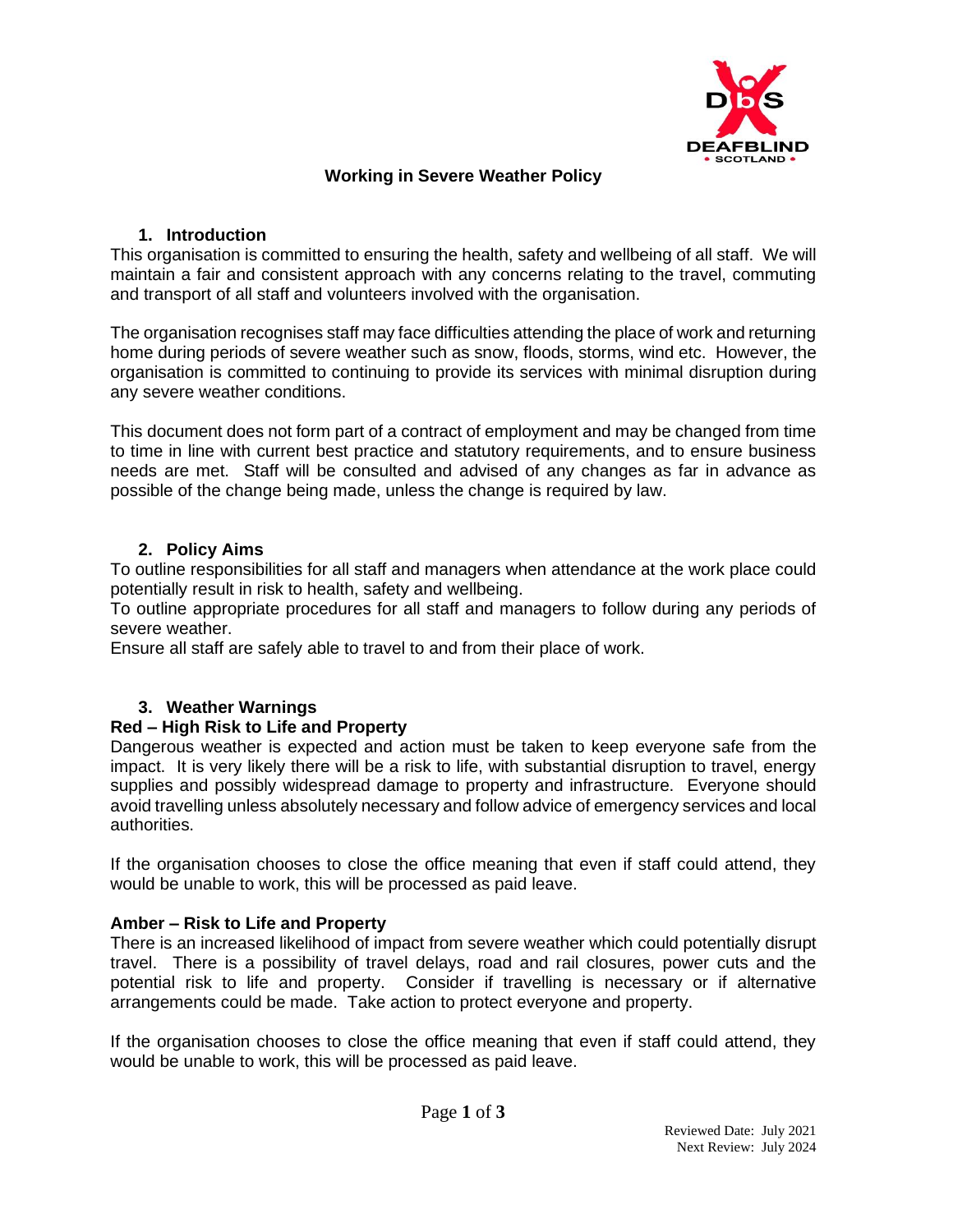# Working in Severe Weather Policy

## 1. Introduction

This organisation is committed to ensuring the health, safety and wellbeing of all staff. We will maintain a fair and consistent approach with any concerns relating to the travel, commuting and transport of all staff and volunteers involved with the organisation.

The organisation recognises staff may face difficulties attending the place of work and returning home during periods of severe weather such as snow, floods, storms, wind etc. However, the organisation is committed to continuing to provide its services with minimal disruption during any severe weather conditions.

This document does not form part of a contract of employment and may be changed from time to time in line with current best practice and statutory requirements, and to ensure business needs are met. Staff will be consulted and advised of any changes as far in advance as possible of the change being made, unless the change is required by law.

## 2. Policy Aims

To outline responsibilities for all staff and managers when attendance at the work place could potentially result in risk to health, safety and wellbeing.

To outline appropriate procedures for all staff and managers to follow during any periods of severe weather.

Ensure all staff are safely able to travel to and from their place of work.

## 3. Weather Warnings

**Red – High Risk to Life and Property**

Dangerous weather is expected and action must be taken to keep everyone safe from the impact. It is very likely there will be a risk to life, with substantial disruption to travel, energy supplies and possibly widespread damage to property and infrastructure. Everyone should avoid travelling unless absolutely necessary and follow advice of emergency services and local authorities.

If the organisation chooses to close the office meaning that even if staff could attend, they would be unable to work, this will be processed as paid leave.

**Amber – Risk to Life and Property**

There is an increased likelihood of impact from severe weather which could potentially disrupt travel. There is a possibility of travel delays, road and rail closures, power cuts and the potential risk to life and property. Consider if travelling is necessary or if alternative arrangements could be made. Take action to protect everyone and property.

If the organisation chooses to close the office meaning that even if staff could attend, they would be unable to work, this will be processed as paid leave.

Reviewed Date: July 2021
Next Review: July 2024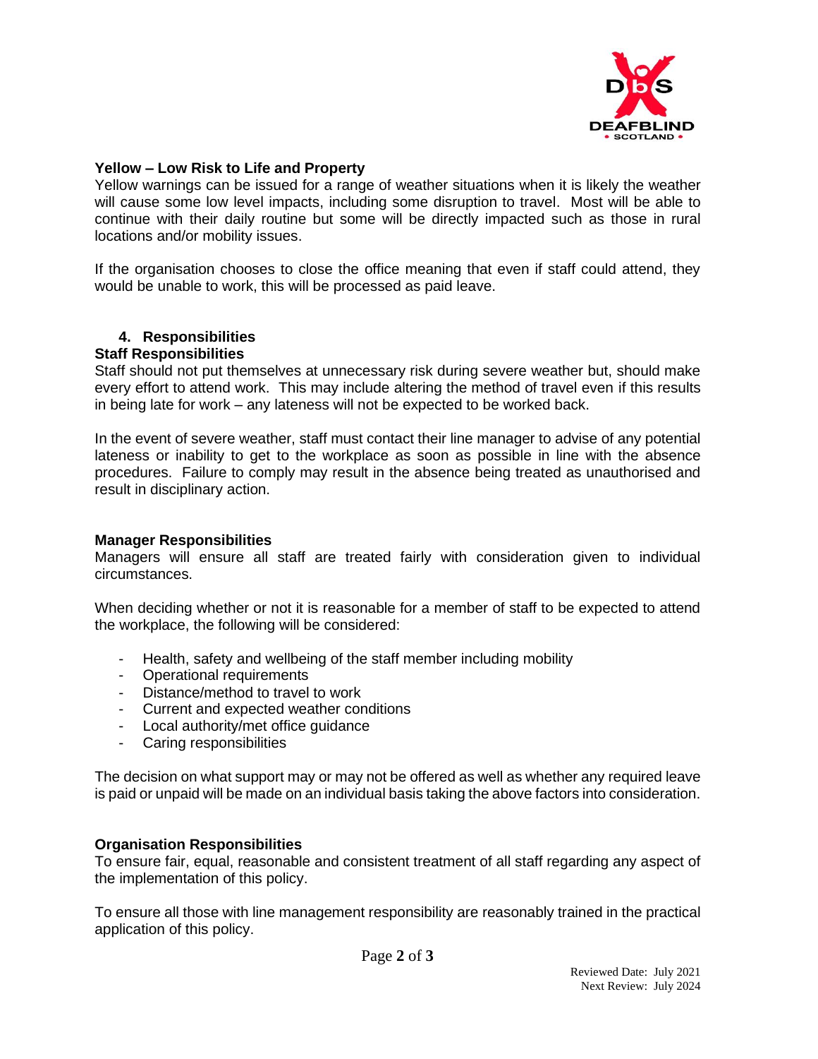**Yellow – Low Risk to Life and Property**

Yellow warnings can be issued for a range of weather situations when it is likely the weather will cause some low level impacts, including some disruption to travel. Most will be able to continue with their daily routine but some will be directly impacted such as those in rural locations and/or mobility issues.

If the organisation chooses to close the office meaning that even if staff could attend, they would be unable to work, this will be processed as paid leave.

## 4. Responsibilities

### Staff Responsibilities

Staff should not put themselves at unnecessary risk during severe weather but, should make every effort to attend work. This may include altering the method of travel even if this results in being late for work – any lateness will not be expected to be worked back.

In the event of severe weather, staff must contact their line manager to advise of any potential lateness or inability to get to the workplace as soon as possible in line with the absence procedures. Failure to comply may result in the absence being treated as unauthorised and result in disciplinary action.

### Manager Responsibilities

Managers will ensure all staff are treated fairly with consideration given to individual circumstances.

When deciding whether or not it is reasonable for a member of staff to be expected to attend the workplace, the following will be considered:

- Health, safety and wellbeing of the staff member including mobility
- Operational requirements
- Distance/method to travel to work
- Current and expected weather conditions
- Local authority/met office guidance
- Caring responsibilities

The decision on what support may or may not be offered as well as whether any required leave is paid or unpaid will be made on an individual basis taking the above factors into consideration.

### Organisation Responsibilities

To ensure fair, equal, reasonable and consistent treatment of all staff regarding any aspect of the implementation of this policy.

To ensure all those with line management responsibility are reasonably trained in the practical application of this policy.

Reviewed Date: July 2021
Next Review: July 2024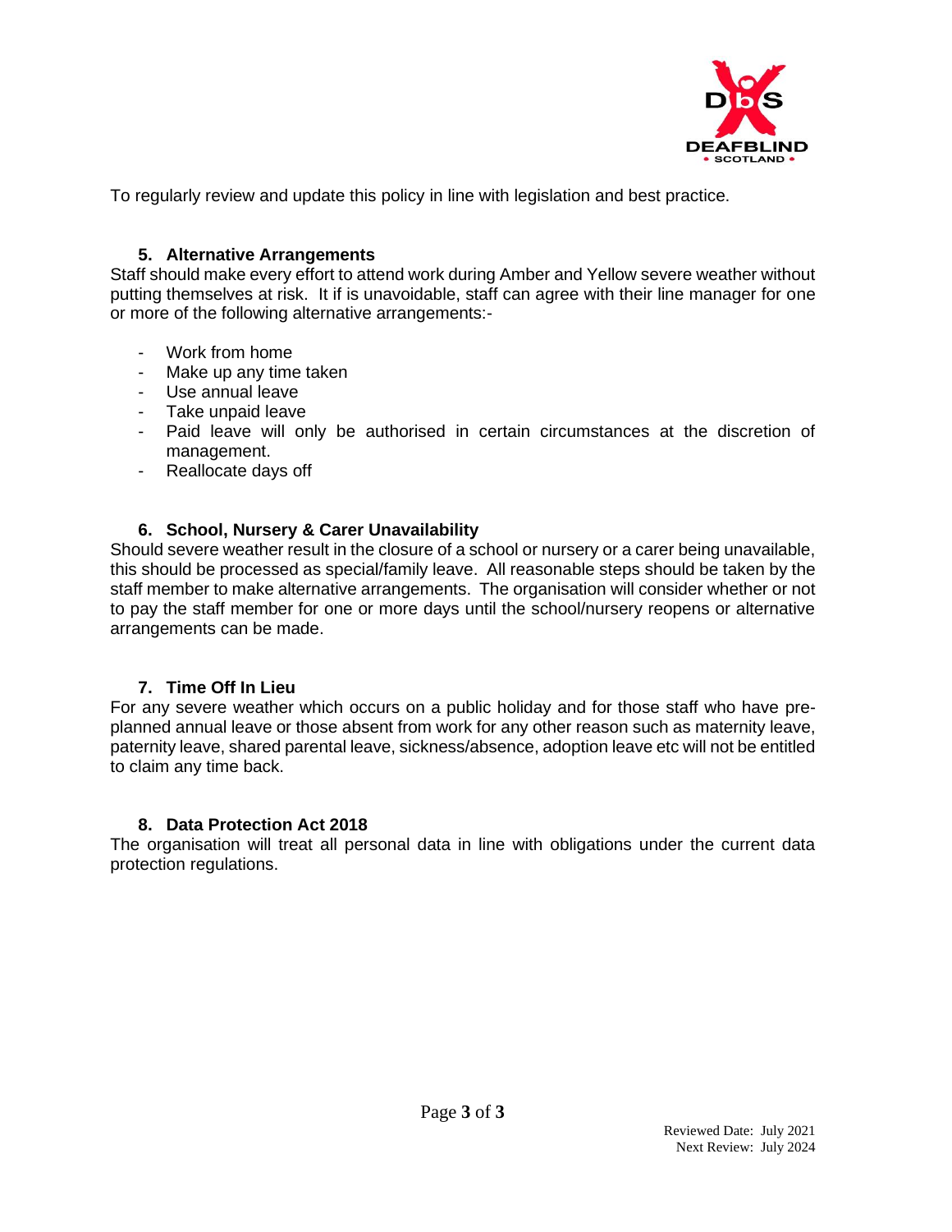To regularly review and update this policy in line with legislation and best practice.

## 5. Alternative Arrangements

Staff should make every effort to attend work during Amber and Yellow severe weather without putting themselves at risk. It if is unavoidable, staff can agree with their line manager for one or more of the following alternative arrangements:-

- Work from home
- Make up any time taken
- Use annual leave
- Take unpaid leave
- Paid leave will only be authorised in certain circumstances at the discretion of management.
- Reallocate days off

## 6. School, Nursery & Carer Unavailability

Should severe weather result in the closure of a school or nursery or a carer being unavailable, this should be processed as special/family leave. All reasonable steps should be taken by the staff member to make alternative arrangements. The organisation will consider whether or not to pay the staff member for one or more days until the school/nursery reopens or alternative arrangements can be made.

## 7. Time Off In Lieu

For any severe weather which occurs on a public holiday and for those staff who have pre-planned annual leave or those absent from work for any other reason such as maternity leave, paternity leave, shared parental leave, sickness/absence, adoption leave etc will not be entitled to claim any time back.

## 8. Data Protection Act 2018

The organisation will treat all personal data in line with obligations under the current data protection regulations.

Reviewed Date: July 2021
Next Review: July 2024